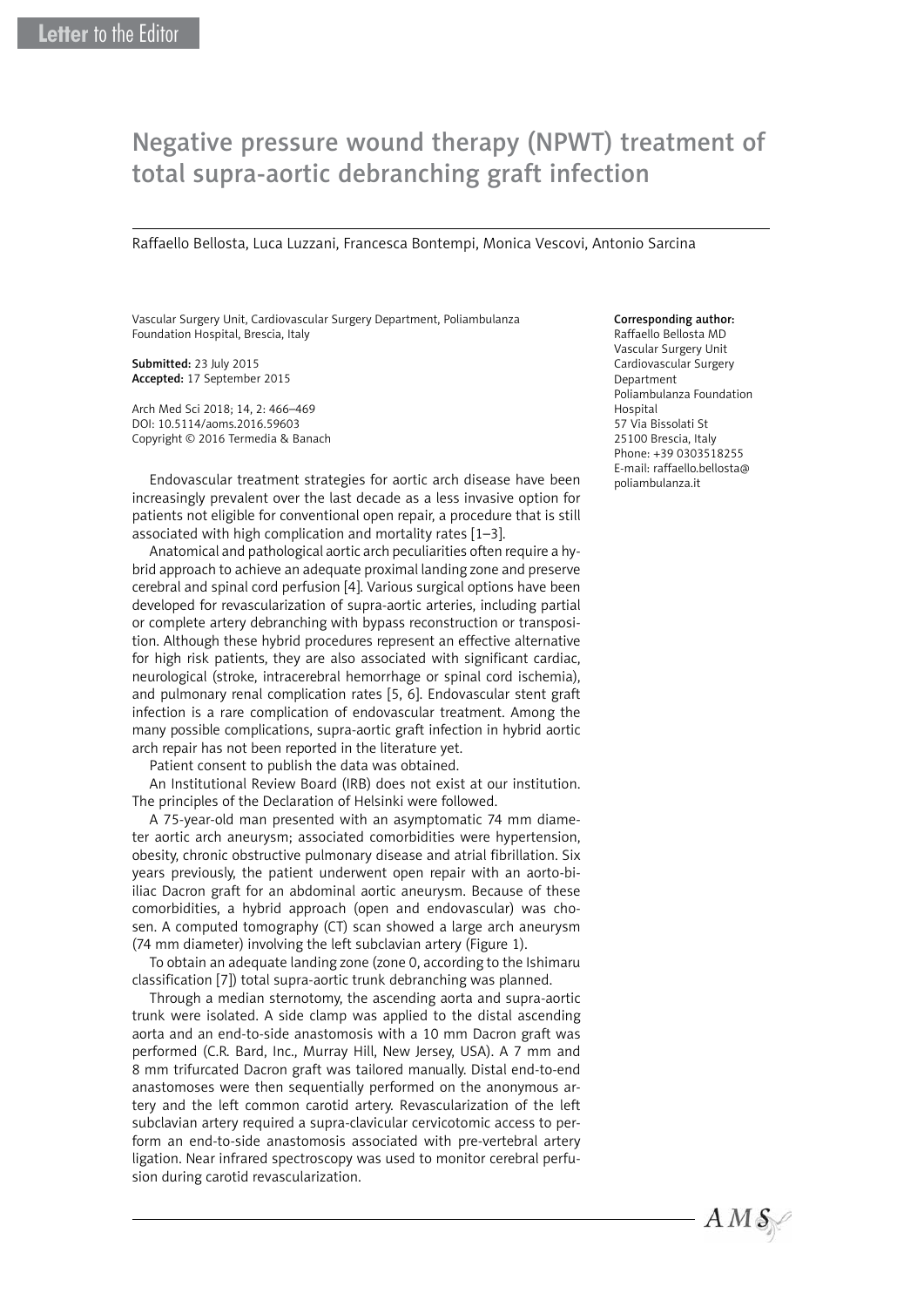Letter to the Editor

# Negative pressure wound therapy (NPWT) treatment of total supra-aortic debranching graft infection

Raffaello Bellosta, Luca Luzzani, Francesca Bontempi, Monica Vescovi, Antonio Sarcina

Vascular Surgery Unit, Cardiovascular Surgery Department, Poliambulanza Foundation Hospital, Brescia, Italy

**Submitted:** 23 July 2015
**Accepted:** 17 September 2015

Arch Med Sci 2018; 14, 2: 466–469
DOI: 10.5114/aoms.2016.59603
Copyright © 2016 Termedia & Banach

**Corresponding author:**
Raffaello Bellosta MD
Vascular Surgery Unit
Cardiovascular Surgery Department
Poliambulanza Foundation Hospital
57 Via Bissolati St
25100 Brescia, Italy
Phone: +39 0303518255
E-mail: raffaello.bellosta@poliambulanza.it

Endovascular treatment strategies for aortic arch disease have been increasingly prevalent over the last decade as a less invasive option for patients not eligible for conventional open repair, a procedure that is still associated with high complication and mortality rates [1–3].

Anatomical and pathological aortic arch peculiarities often require a hybrid approach to achieve an adequate proximal landing zone and preserve cerebral and spinal cord perfusion [4]. Various surgical options have been developed for revascularization of supra-aortic arteries, including partial or complete artery debranching with bypass reconstruction or transposition. Although these hybrid procedures represent an effective alternative for high risk patients, they are also associated with significant cardiac, neurological (stroke, intracerebral hemorrhage or spinal cord ischemia), and pulmonary renal complication rates [5, 6]. Endovascular stent graft infection is a rare complication of endovascular treatment. Among the many possible complications, supra-aortic graft infection in hybrid aortic arch repair has not been reported in the literature yet.

Patient consent to publish the data was obtained.

An Institutional Review Board (IRB) does not exist at our institution. The principles of the Declaration of Helsinki were followed.

A 75-year-old man presented with an asymptomatic 74 mm diameter aortic arch aneurysm; associated comorbidities were hypertension, obesity, chronic obstructive pulmonary disease and atrial fibrillation. Six years previously, the patient underwent open repair with an aorto-bi-iliac Dacron graft for an abdominal aortic aneurysm. Because of these comorbidities, a hybrid approach (open and endovascular) was chosen. A computed tomography (CT) scan showed a large arch aneurysm (74 mm diameter) involving the left subclavian artery (Figure 1).

To obtain an adequate landing zone (zone 0, according to the Ishimaru classification [7]) total supra-aortic trunk debranching was planned.

Through a median sternotomy, the ascending aorta and supra-aortic trunk were isolated. A side clamp was applied to the distal ascending aorta and an end-to-side anastomosis with a 10 mm Dacron graft was performed (C.R. Bard, Inc., Murray Hill, New Jersey, USA). A 7 mm and 8 mm trifurcated Dacron graft was tailored manually. Distal end-to-end anastomoses were then sequentially performed on the anonymous artery and the left common carotid artery. Revascularization of the left subclavian artery required a supra-clavicular cervicotomic access to perform an end-to-side anastomosis associated with pre-vertebral artery ligation. Near infrared spectroscopy was used to monitor cerebral perfusion during carotid revascularization.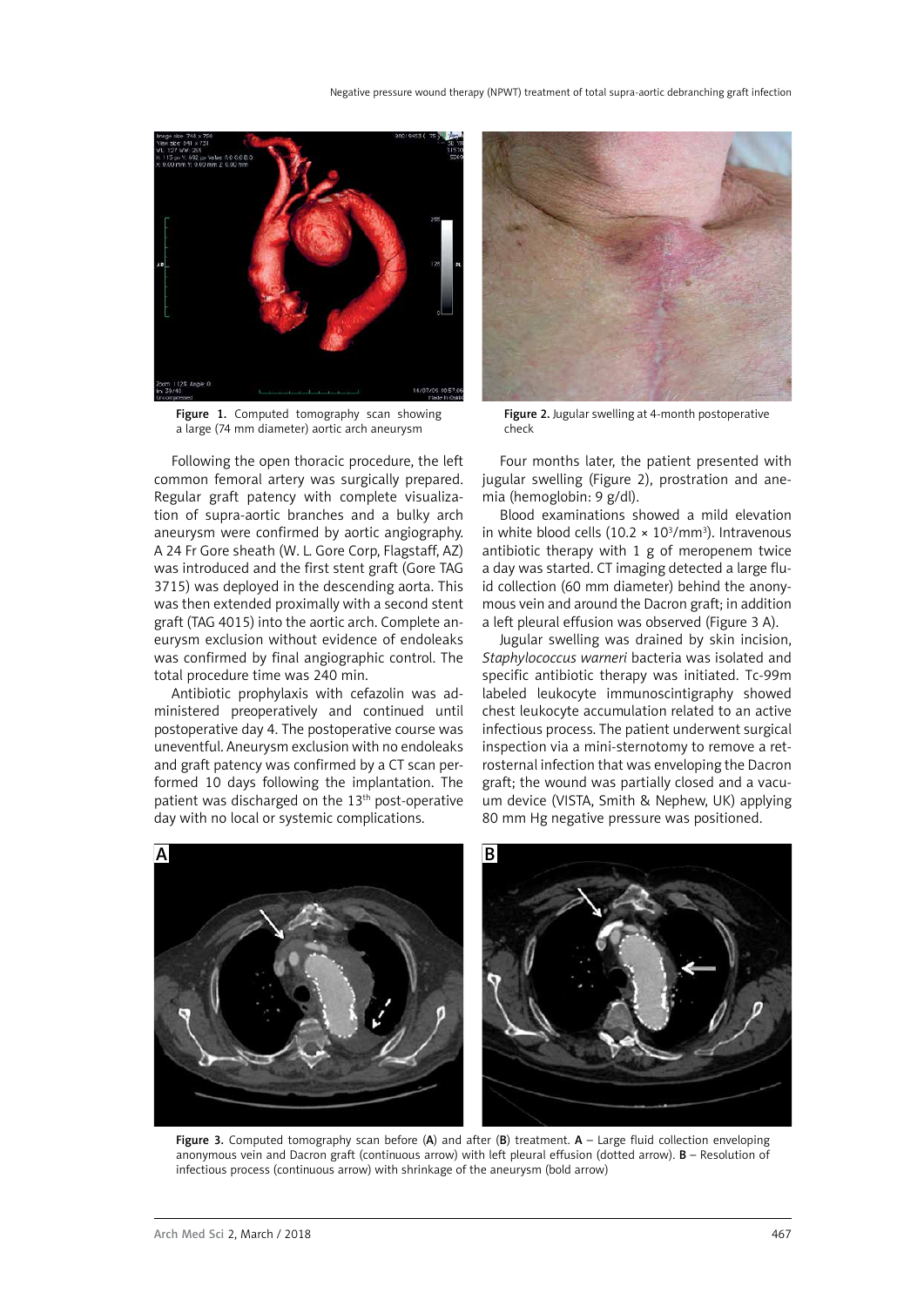Figure 1. Computed tomography scan showing a large (74 mm diameter) aortic arch aneurysm

Figure 2. Jugular swelling at 4-month postoperative check

Following the open thoracic procedure, the left common femoral artery was surgically prepared. Regular graft patency with complete visualization of supra-aortic branches and a bulky arch aneurysm were confirmed by aortic angiography. A 24 Fr Gore sheath (W. L. Gore Corp, Flagstaff, AZ) was introduced and the first stent graft (Gore TAG 3715) was deployed in the descending aorta. This was then extended proximally with a second stent graft (TAG 4015) into the aortic arch. Complete aneurysm exclusion without evidence of endoleaks was confirmed by final angiographic control. The total procedure time was 240 min.

Antibiotic prophylaxis with cefazolin was administered preoperatively and continued until postoperative day 4. The postoperative course was uneventful. Aneurysm exclusion with no endoleaks and graft patency was confirmed by a CT scan performed 10 days following the implantation. The patient was discharged on the 13th post-operative day with no local or systemic complications.

Four months later, the patient presented with jugular swelling (Figure 2), prostration and anemia (hemoglobin: 9 g/dl).

Blood examinations showed a mild elevation in white blood cells ($10.2 \times 10^3$/mm$^3$). Intravenous antibiotic therapy with 1 g of meropenem twice a day was started. CT imaging detected a large fluid collection (60 mm diameter) behind the anonymous vein and around the Dacron graft; in addition a left pleural effusion was observed (Figure 3 A).

Jugular swelling was drained by skin incision, *Staphylococcus warneri* bacteria was isolated and specific antibiotic therapy was initiated. Tc-99m labeled leukocyte immunoscintigraphy showed chest leukocyte accumulation related to an active infectious process. The patient underwent surgical inspection via a mini-sternotomy to remove a retrosternal infection that was enveloping the Dacron graft; the wound was partially closed and a vacuum device (VISTA, Smith & Nephew, UK) applying 80 mm Hg negative pressure was positioned.

Figure 3. Computed tomography scan before (**A**) and after (**B**) treatment. **A** – Large fluid collection enveloping anonymous vein and Dacron graft (continuous arrow) with left pleural effusion (dotted arrow). **B** – Resolution of infectious process (continuous arrow) with shrinkage of the aneurysm (bold arrow)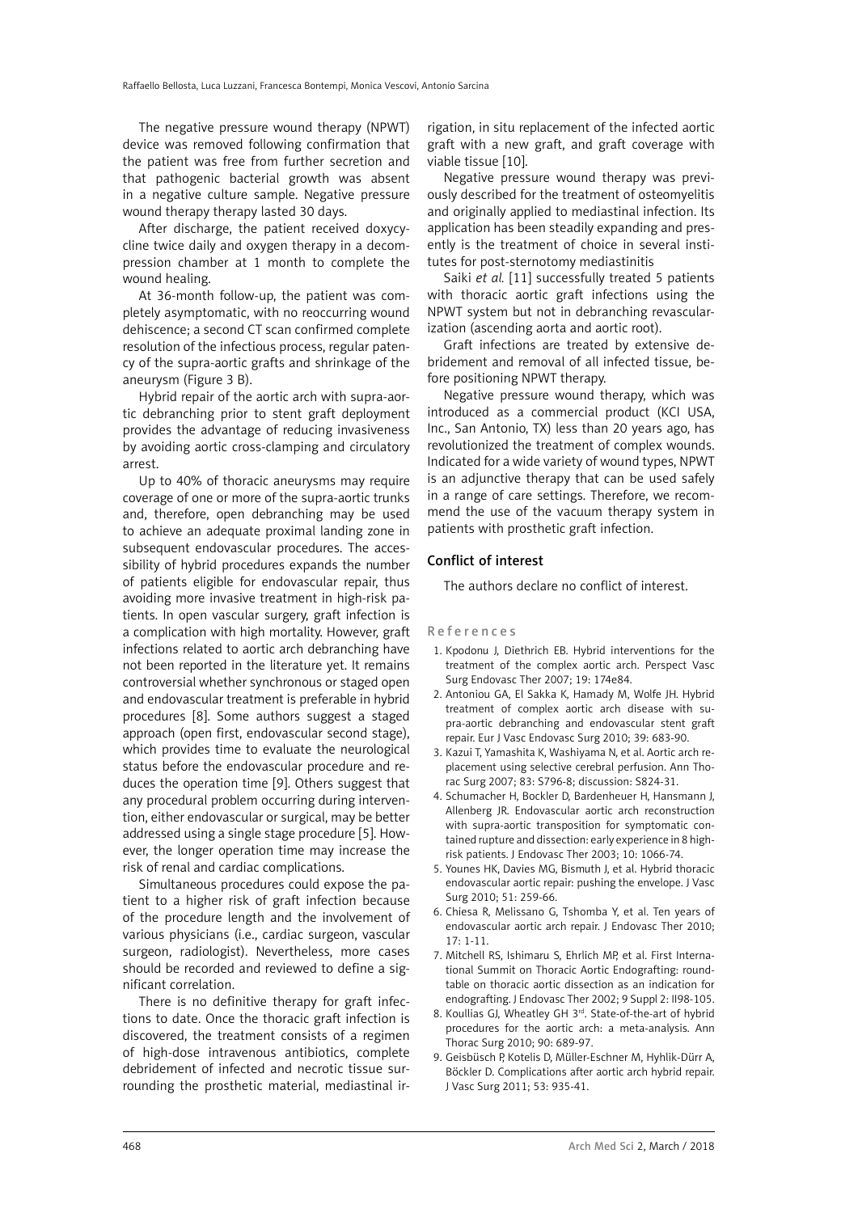The negative pressure wound therapy (NPWT) device was removed following confirmation that the patient was free from further secretion and that pathogenic bacterial growth was absent in a negative culture sample. Negative pressure wound therapy therapy lasted 30 days.

After discharge, the patient received doxycycline twice daily and oxygen therapy in a decompression chamber at 1 month to complete the wound healing.

At 36-month follow-up, the patient was completely asymptomatic, with no reoccurring wound dehiscence; a second CT scan confirmed complete resolution of the infectious process, regular patency of the supra-aortic grafts and shrinkage of the aneurysm (Figure 3 B).

Hybrid repair of the aortic arch with supra-aortic debranching prior to stent graft deployment provides the advantage of reducing invasiveness by avoiding aortic cross-clamping and circulatory arrest.

Up to 40% of thoracic aneurysms may require coverage of one or more of the supra-aortic trunks and, therefore, open debranching may be used to achieve an adequate proximal landing zone in subsequent endovascular procedures. The accessibility of hybrid procedures expands the number of patients eligible for endovascular repair, thus avoiding more invasive treatment in high-risk patients. In open vascular surgery, graft infection is a complication with high mortality. However, graft infections related to aortic arch debranching have not been reported in the literature yet. It remains controversial whether synchronous or staged open and endovascular treatment is preferable in hybrid procedures [8]. Some authors suggest a staged approach (open first, endovascular second stage), which provides time to evaluate the neurological status before the endovascular procedure and reduces the operation time [9]. Others suggest that any procedural problem occurring during intervention, either endovascular or surgical, may be better addressed using a single stage procedure [5]. However, the longer operation time may increase the risk of renal and cardiac complications.

Simultaneous procedures could expose the patient to a higher risk of graft infection because of the procedure length and the involvement of various physicians (i.e., cardiac surgeon, vascular surgeon, radiologist). Nevertheless, more cases should be recorded and reviewed to define a significant correlation.

There is no definitive therapy for graft infections to date. Once the thoracic graft infection is discovered, the treatment consists of a regimen of high-dose intravenous antibiotics, complete debridement of infected and necrotic tissue surrounding the prosthetic material, mediastinal irrigation, in situ replacement of the infected aortic graft with a new graft, and graft coverage with viable tissue [10].

Negative pressure wound therapy was previously described for the treatment of osteomyelitis and originally applied to mediastinal infection. Its application has been steadily expanding and presently is the treatment of choice in several institutes for post-sternotomy mediastinitis

Saiki *et al.* [11] successfully treated 5 patients with thoracic aortic graft infections using the NPWT system but not in debranching revascularization (ascending aorta and aortic root).

Graft infections are treated by extensive debridement and removal of all infected tissue, before positioning NPWT therapy.

Negative pressure wound therapy, which was introduced as a commercial product (KCI USA, Inc., San Antonio, TX) less than 20 years ago, has revolutionized the treatment of complex wounds. Indicated for a wide variety of wound types, NPWT is an adjunctive therapy that can be used safely in a range of care settings. Therefore, we recommend the use of the vacuum therapy system in patients with prosthetic graft infection.

## Conflict of interest

The authors declare no conflict of interest.

## References

1. Kpodonu J, Diethrich EB. Hybrid interventions for the treatment of the complex aortic arch. Perspect Vasc Surg Endovasc Ther 2007; 19: 174e84.
2. Antoniou GA, El Sakka K, Hamady M, Wolfe JH. Hybrid treatment of complex aortic arch disease with supra-aortic debranching and endovascular stent graft repair. Eur J Vasc Endovasc Surg 2010; 39: 683-90.
3. Kazui T, Yamashita K, Washiyama N, et al. Aortic arch replacement using selective cerebral perfusion. Ann Thorac Surg 2007; 83: S796-8; discussion: S824-31.
4. Schumacher H, Bockler D, Bardenheuer H, Hansmann J, Allenberg JR. Endovascular aortic arch reconstruction with supra-aortic transposition for symptomatic contained rupture and dissection: early experience in 8 high-risk patients. J Endovasc Ther 2003; 10: 1066-74.
5. Younes HK, Davies MG, Bismuth J, et al. Hybrid thoracic endovascular aortic repair: pushing the envelope. J Vasc Surg 2010; 51: 259-66.
6. Chiesa R, Melissano G, Tshomba Y, et al. Ten years of endovascular aortic arch repair. J Endovasc Ther 2010; 17: 1-11.
7. Mitchell RS, Ishimaru S, Ehrlich MP, et al. First International Summit on Thoracic Aortic Endografting: roundtable on thoracic aortic dissection as an indication for endografting. J Endovasc Ther 2002; 9 Suppl 2: II98-105.
8. Koullias GJ, Wheatley GH 3rd. State-of-the-art of hybrid procedures for the aortic arch: a meta-analysis. Ann Thorac Surg 2010; 90: 689-97.
9. Geisbüsch P, Kotelis D, Müller-Eschner M, Hyhlik-Dürr A, Böckler D. Complications after aortic arch hybrid repair. J Vasc Surg 2011; 53: 935-41.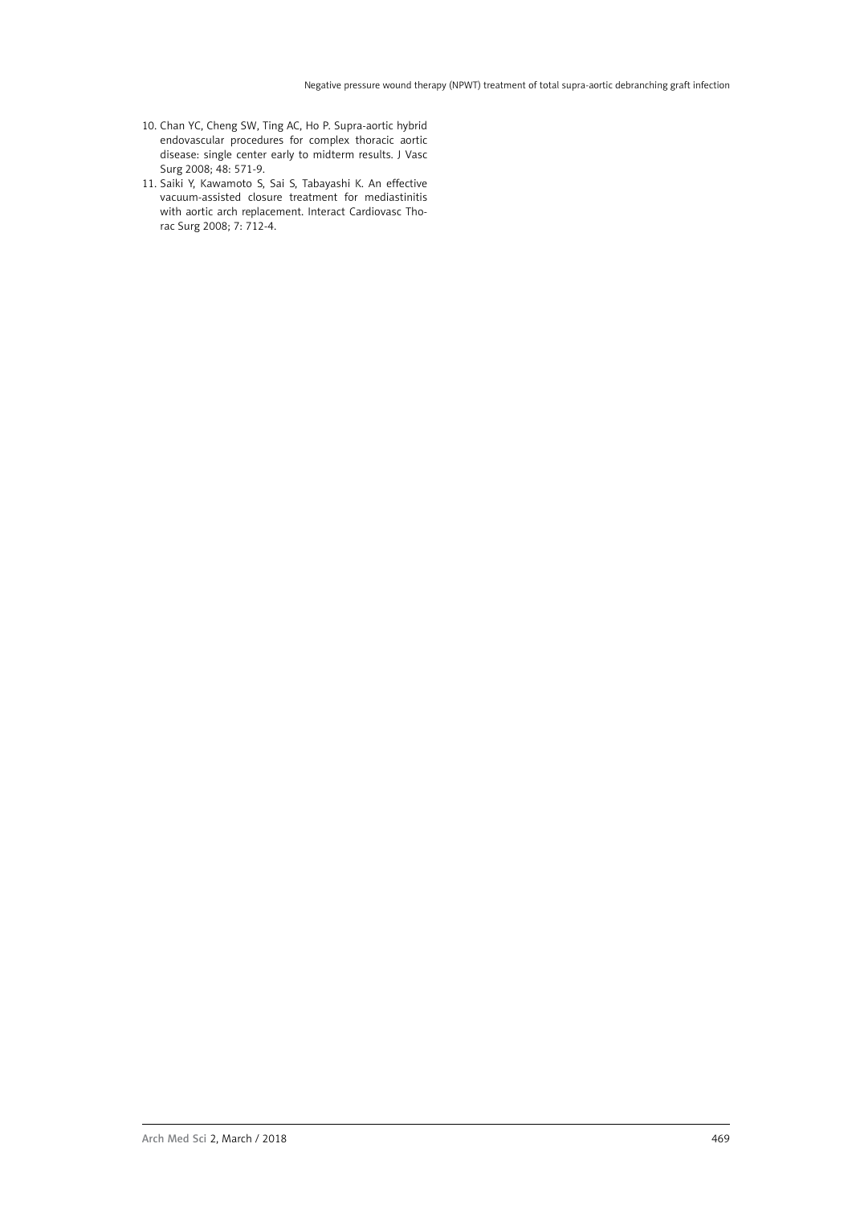10. Chan YC, Cheng SW, Ting AC, Ho P. Supra-aortic hybrid endovascular procedures for complex thoracic aortic disease: single center early to midterm results. J Vasc Surg 2008; 48: 571-9.
11. Saiki Y, Kawamoto S, Sai S, Tabayashi K. An effective vacuum-assisted closure treatment for mediastinitis with aortic arch replacement. Interact Cardiovasc Thorac Surg 2008; 7: 712-4.